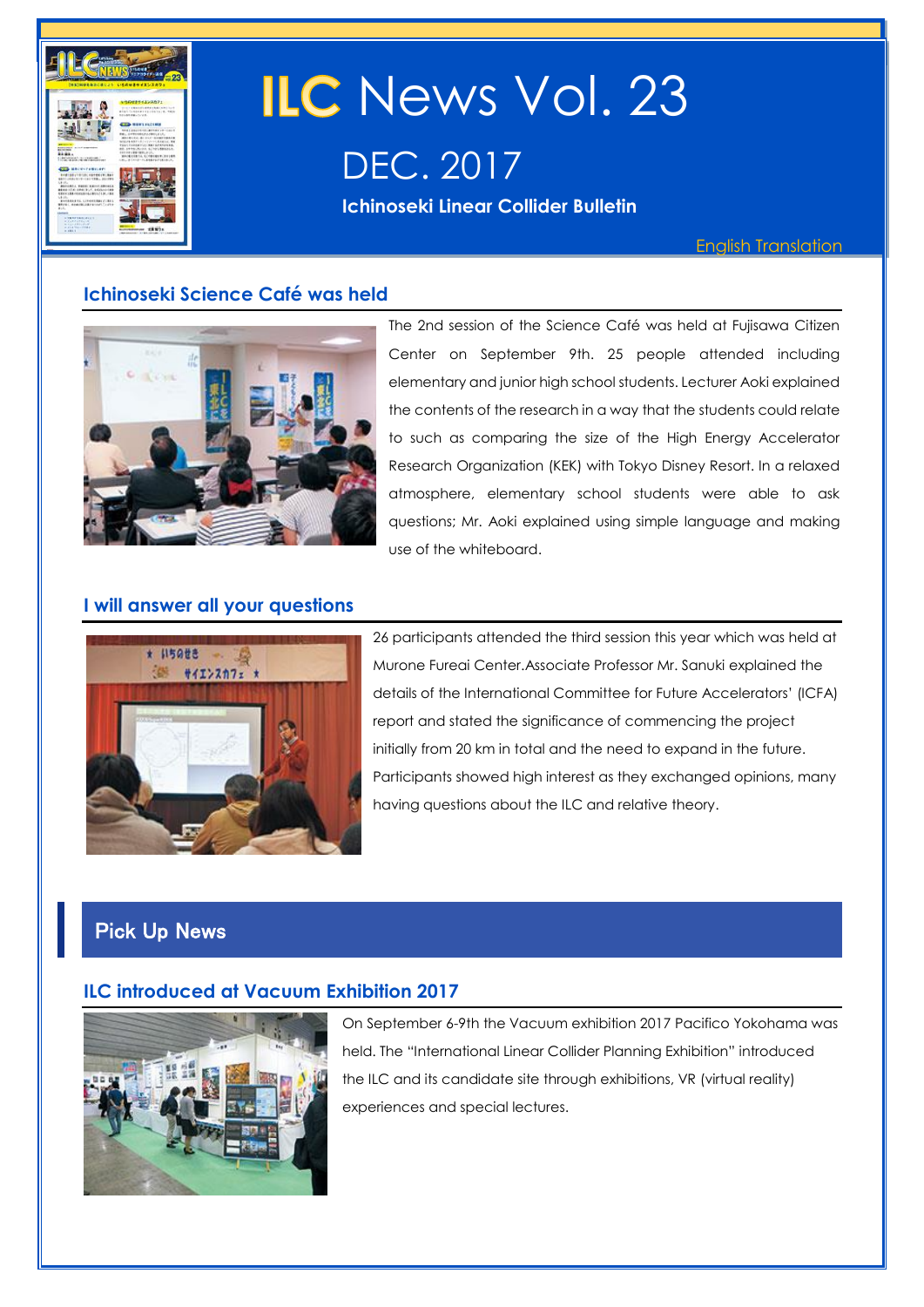# ILC News Vol. 23

DEC. 2017

**Ichinoseki Linear Collider Bulletin**

English Translation

## Ichinoseki Science Café was held

The 2nd session of the Science Café was held at Fujisawa Citizen Center on September 9th. 25 people attended including elementary and junior high school students. Lecturer Aoki explained the contents of the research in a way that the students could relate to such as comparing the size of the High Energy Accelerator Research Organization (KEK) with Tokyo Disney Resort. In a relaxed atmosphere, elementary school students were able to ask questions; Mr. Aoki explained using simple language and making use of the whiteboard.

## I will answer all your questions

26 participants attended the third session this year which was held at Murone Fureai Center.Associate Professor Mr. Sanuki explained the details of the International Committee for Future Accelerators' (ICFA) report and stated the significance of commencing the project initially from 20 km in total and the need to expand in the future. Participants showed high interest as they exchanged opinions, many having questions about the ILC and relative theory.

# Pick Up News

## ILC introduced at Vacuum Exhibition 2017

On September 6-9th the Vacuum exhibition 2017 Pacifico Yokohama was held. The "International Linear Collider Planning Exhibition" introduced the ILC and its candidate site through exhibitions, VR (virtual reality) experiences and special lectures.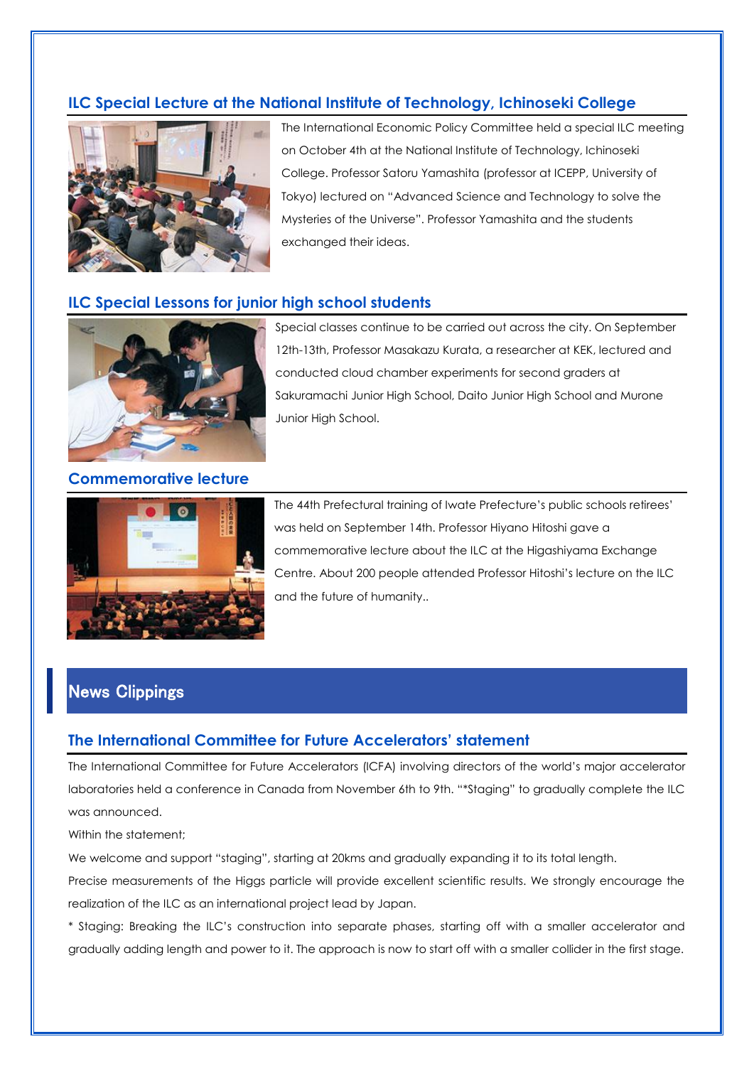## ILC Special Lecture at the National Institute of Technology, Ichinoseki College

The International Economic Policy Committee held a special ILC meeting on October 4th at the National Institute of Technology, Ichinoseki College. Professor Satoru Yamashita (professor at ICEPP, University of Tokyo) lectured on "Advanced Science and Technology to solve the Mysteries of the Universe". Professor Yamashita and the students exchanged their ideas.

## ILC Special Lessons for junior high school students

Special classes continue to be carried out across the city. On September 12th-13th, Professor Masakazu Kurata, a researcher at KEK, lectured and conducted cloud chamber experiments for second graders at Sakuramachi Junior High School, Daito Junior High School and Murone Junior High School.

## Commemorative lecture

The 44th Prefectural training of Iwate Prefecture's public schools retirees' was held on September 14th. Professor Hiyano Hitoshi gave a commemorative lecture about the ILC at the Higashiyama Exchange Centre. About 200 people attended Professor Hitoshi's lecture on the ILC and the future of humanity..

# News Clippings

## The International Committee for Future Accelerators' statement

The International Committee for Future Accelerators (ICFA) involving directors of the world's major accelerator laboratories held a conference in Canada from November 6th to 9th. "*Staging" to gradually complete the ILC was announced.

Within the statement;

We welcome and support "staging", starting at 20kms and gradually expanding it to its total length.

Precise measurements of the Higgs particle will provide excellent scientific results. We strongly encourage the realization of the ILC as an international project lead by Japan.

* Staging: Breaking the ILC's construction into separate phases, starting off with a smaller accelerator and gradually adding length and power to it. The approach is now to start off with a smaller collider in the first stage.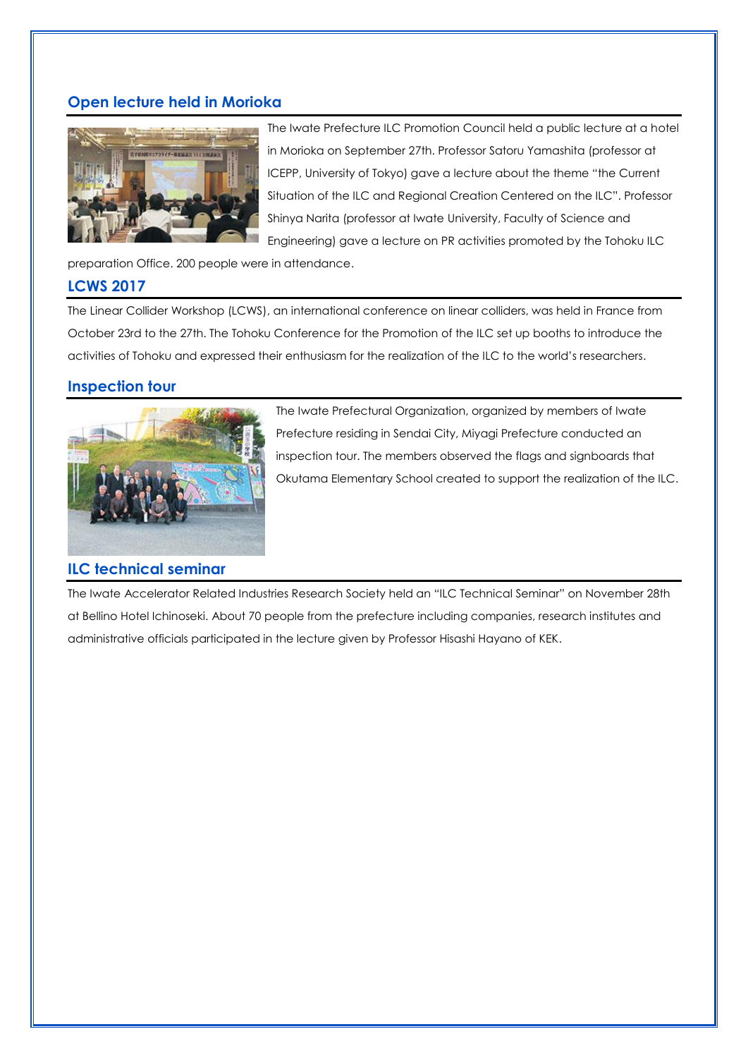## Open lecture held in Morioka

The Iwate Prefecture ILC Promotion Council held a public lecture at a hotel in Morioka on September 27th. Professor Satoru Yamashita (professor at ICEPP, University of Tokyo) gave a lecture about the theme "the Current Situation of the ILC and Regional Creation Centered on the ILC". Professor Shinya Narita (professor at Iwate University, Faculty of Science and Engineering) gave a lecture on PR activities promoted by the Tohoku ILC preparation Office. 200 people were in attendance.

## LCWS 2017

The Linear Collider Workshop (LCWS), an international conference on linear colliders, was held in France from October 23rd to the 27th. The Tohoku Conference for the Promotion of the ILC set up booths to introduce the activities of Tohoku and expressed their enthusiasm for the realization of the ILC to the world's researchers.

## Inspection tour

The Iwate Prefectural Organization, organized by members of Iwate Prefecture residing in Sendai City, Miyagi Prefecture conducted an inspection tour. The members observed the flags and signboards that Okutama Elementary School created to support the realization of the ILC.

## ILC technical seminar

The Iwate Accelerator Related Industries Research Society held an "ILC Technical Seminar" on November 28th at Bellino Hotel Ichinoseki. About 70 people from the prefecture including companies, research institutes and administrative officials participated in the lecture given by Professor Hisashi Hayano of KEK.